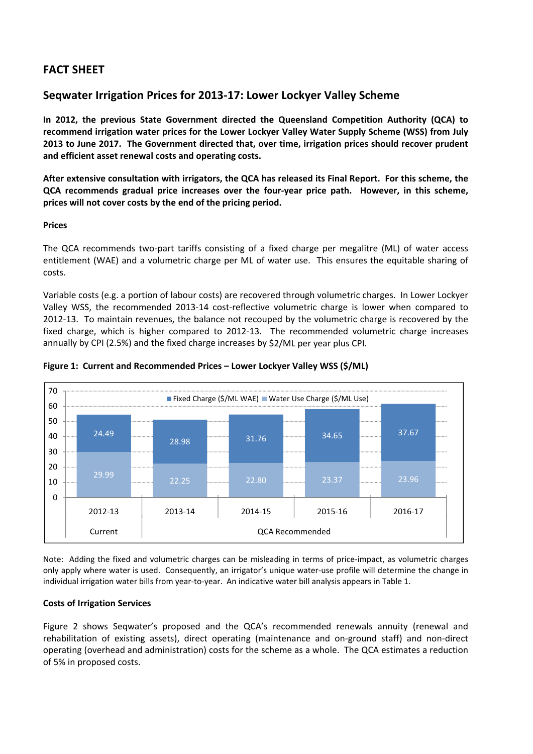## FACT SHEET

## Seqwater Irrigation Prices for 2013-17: Lower Lockyer Valley Scheme

**In 2012, the previous State Government directed the Queensland Competition Authority (QCA) to recommend irrigation water prices for the Lower Lockyer Valley Water Supply Scheme (WSS) from July 2013 to June 2017. The Government directed that, over time, irrigation prices should recover prudent and efficient asset renewal costs and operating costs.**

**After extensive consultation with irrigators, the QCA has released its Final Report. For this scheme, the QCA recommends gradual price increases over the four-year price path. However, in this scheme, prices will not cover costs by the end of the pricing period.**

**Prices**

The QCA recommends two-part tariffs consisting of a fixed charge per megalitre (ML) of water access entitlement (WAE) and a volumetric charge per ML of water use. This ensures the equitable sharing of costs.

Variable costs (e.g. a portion of labour costs) are recovered through volumetric charges. In Lower Lockyer Valley WSS, the recommended 2013-14 cost-reflective volumetric charge is lower when compared to 2012-13. To maintain revenues, the balance not recouped by the volumetric charge is recovered by the fixed charge, which is higher compared to 2012-13. The recommended volumetric charge increases annually by CPI (2.5%) and the fixed charge increases by $2/ML per year plus CPI.

**Figure 1: Current and Recommended Prices – Lower Lockyer Valley WSS ($/ML)**

| | 2012-13 (Current) | 2013-14 (QCA Recommended) | 2014-15 (QCA Recommended) | 2015-16 (QCA Recommended) | 2016-17 (QCA Recommended) |
|---|---|---|---|---|---|
| Fixed Charge ($/ML WAE) | 24.49 | 28.98 | 31.76 | 34.65 | 37.67 |
| Water Use Charge ($/ML Use) | 29.99 | 22.25 | 22.80 | 23.37 | 23.96 |

Note: Adding the fixed and volumetric charges can be misleading in terms of price-impact, as volumetric charges only apply where water is used. Consequently, an irrigator's unique water-use profile will determine the change in individual irrigation water bills from year-to-year. An indicative water bill analysis appears in Table 1.

**Costs of Irrigation Services**

Figure 2 shows Seqwater's proposed and the QCA's recommended renewals annuity (renewal and rehabilitation of existing assets), direct operating (maintenance and on-ground staff) and non-direct operating (overhead and administration) costs for the scheme as a whole. The QCA estimates a reduction of 5% in proposed costs.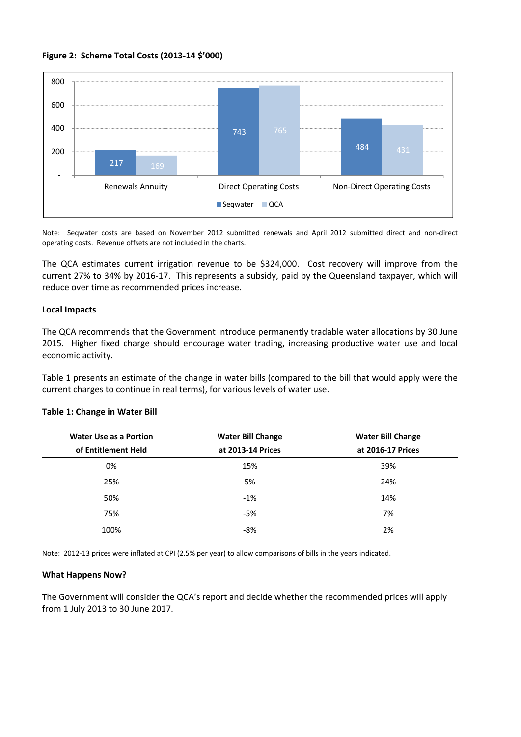**Figure 2: Scheme Total Costs (2013-14 $'000)**

800
600
400
200
-

217
169
743
765
484
431

Renewals Annuity
Direct Operating Costs
Non-Direct Operating Costs

Seqwater
QCA

Note: Seqwater costs are based on November 2012 submitted renewals and April 2012 submitted direct and non-direct operating costs. Revenue offsets are not included in the charts.

The QCA estimates current irrigation revenue to be $324,000. Cost recovery will improve from the current 27% to 34% by 2016-17. This represents a subsidy, paid by the Queensland taxpayer, which will reduce over time as recommended prices increase.

**Local Impacts**

The QCA recommends that the Government introduce permanently tradable water allocations by 30 June 2015. Higher fixed charge should encourage water trading, increasing productive water use and local economic activity.

Table 1 presents an estimate of the change in water bills (compared to the bill that would apply were the current charges to continue in real terms), for various levels of water use.

**Table 1: Change in Water Bill**

| Water Use as a Portion of Entitlement Held | Water Bill Change at 2013-14 Prices | Water Bill Change at 2016-17 Prices |
|---|---|---|
| 0% | 15% | 39% |
| 25% | 5% | 24% |
| 50% | -1% | 14% |
| 75% | -5% | 7% |
| 100% | -8% | 2% |

Note: 2012-13 prices were inflated at CPI (2.5% per year) to allow comparisons of bills in the years indicated.

**What Happens Now?**

The Government will consider the QCA's report and decide whether the recommended prices will apply from 1 July 2013 to 30 June 2017.